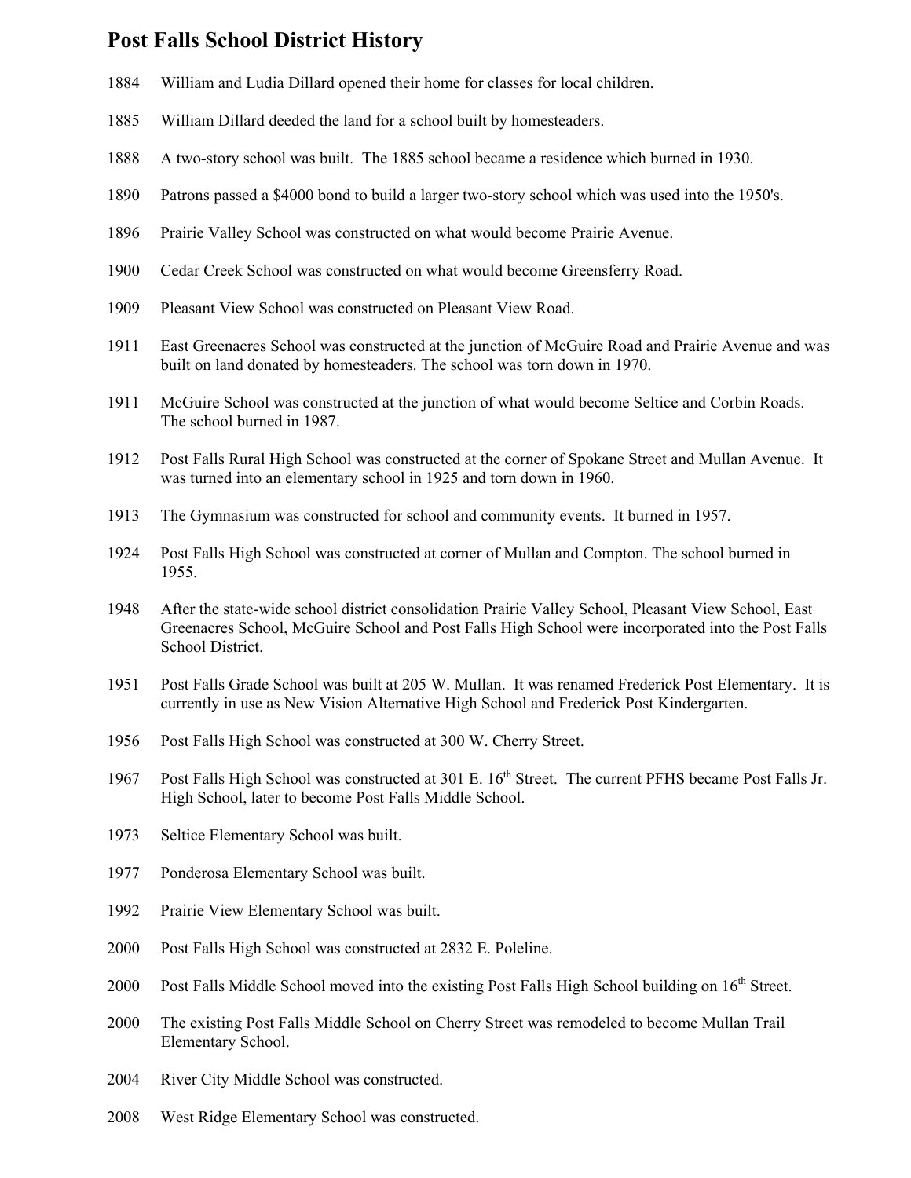# Post Falls School District History

1884 William and Ludia Dillard opened their home for classes for local children.

1885 William Dillard deeded the land for a school built by homesteaders.

1888 A two-story school was built. The 1885 school became a residence which burned in 1930.

1890 Patrons passed a $4000 bond to build a larger two-story school which was used into the 1950's.

1896 Prairie Valley School was constructed on what would become Prairie Avenue.

1900 Cedar Creek School was constructed on what would become Greensferry Road.

1909 Pleasant View School was constructed on Pleasant View Road.

1911 East Greenacres School was constructed at the junction of McGuire Road and Prairie Avenue and was built on land donated by homesteaders. The school was torn down in 1970.

1911 McGuire School was constructed at the junction of what would become Seltice and Corbin Roads. The school burned in 1987.

1912 Post Falls Rural High School was constructed at the corner of Spokane Street and Mullan Avenue. It was turned into an elementary school in 1925 and torn down in 1960.

1913 The Gymnasium was constructed for school and community events. It burned in 1957.

1924 Post Falls High School was constructed at corner of Mullan and Compton. The school burned in 1955.

1948 After the state-wide school district consolidation Prairie Valley School, Pleasant View School, East Greenacres School, McGuire School and Post Falls High School were incorporated into the Post Falls School District.

1951 Post Falls Grade School was built at 205 W. Mullan. It was renamed Frederick Post Elementary. It is currently in use as New Vision Alternative High School and Frederick Post Kindergarten.

1956 Post Falls High School was constructed at 300 W. Cherry Street.

1967 Post Falls High School was constructed at 301 E. 16th Street. The current PFHS became Post Falls Jr. High School, later to become Post Falls Middle School.

1973 Seltice Elementary School was built.

1977 Ponderosa Elementary School was built.

1992 Prairie View Elementary School was built.

2000 Post Falls High School was constructed at 2832 E. Poleline.

2000 Post Falls Middle School moved into the existing Post Falls High School building on 16th Street.

2000 The existing Post Falls Middle School on Cherry Street was remodeled to become Mullan Trail Elementary School.

2004 River City Middle School was constructed.

2008 West Ridge Elementary School was constructed.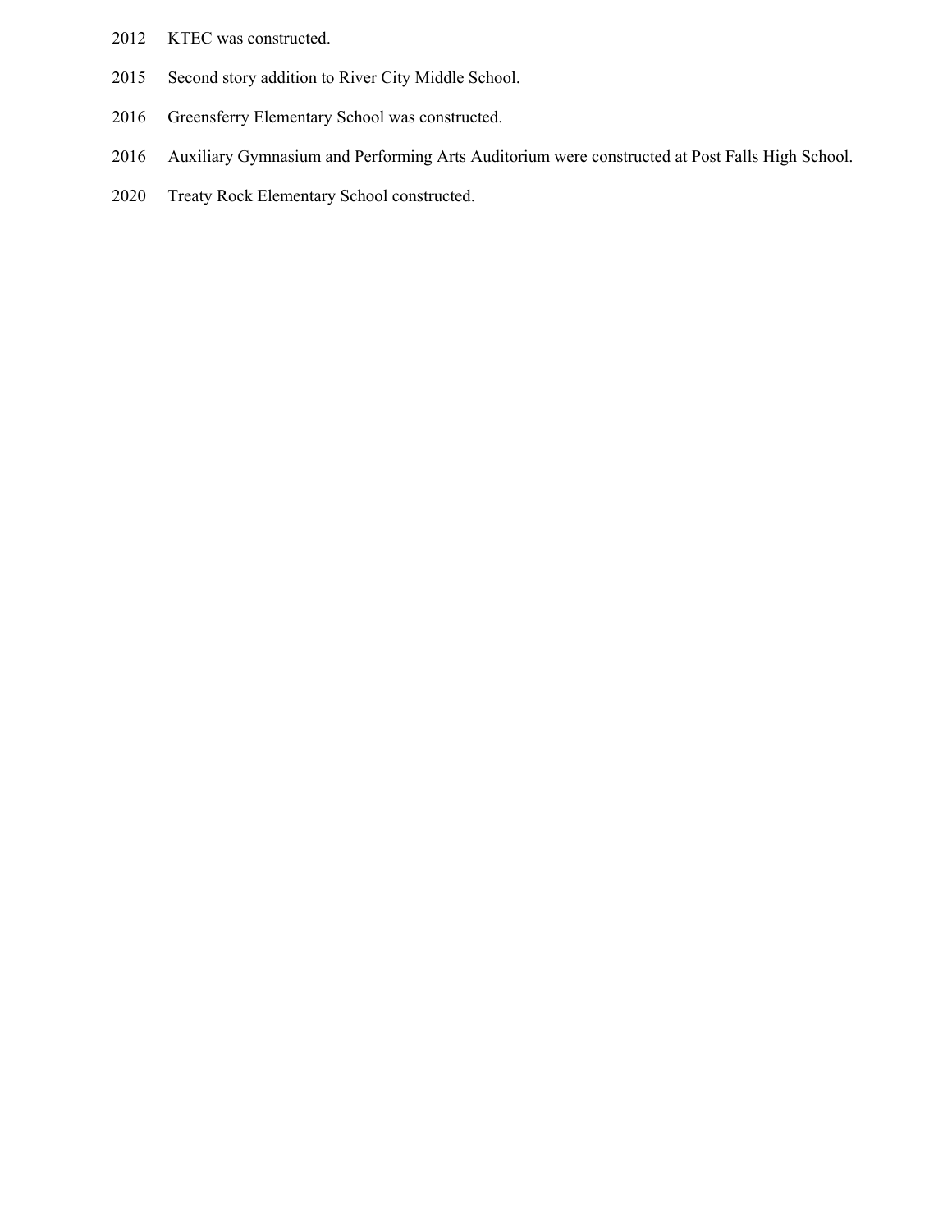2012 KTEC was constructed.

2015 Second story addition to River City Middle School.

2016 Greensferry Elementary School was constructed.

2016 Auxiliary Gymnasium and Performing Arts Auditorium were constructed at Post Falls High School.

2020 Treaty Rock Elementary School constructed.